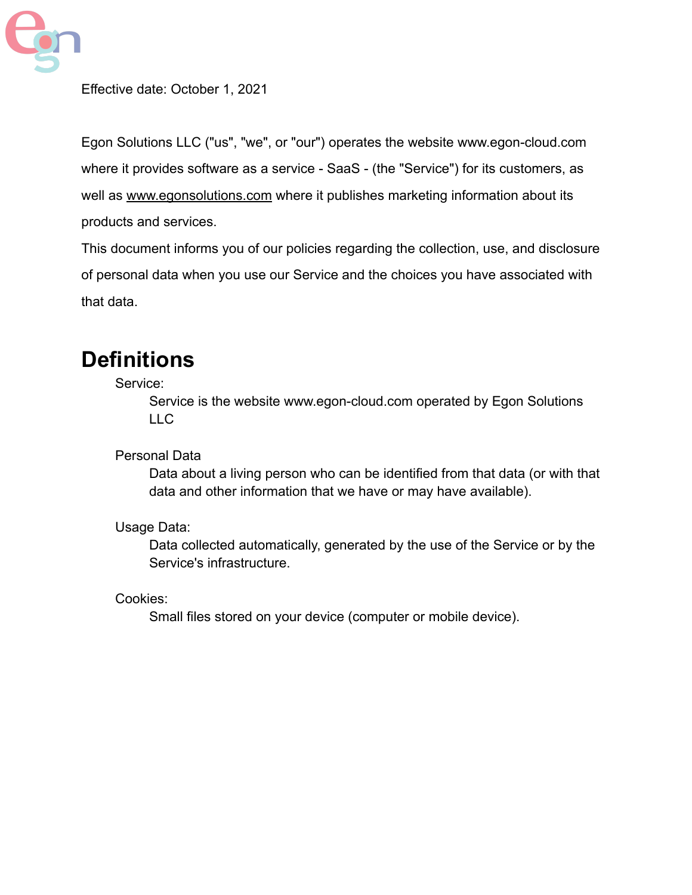Effective date: October 1, 2021

Egon Solutions LLC ("us", "we", or "our") operates the website www.egon-cloud.com where it provides software as a service - SaaS - (the "Service") for its customers, as well as www.egonsolutions.com where it publishes marketing information about its products and services.

This document informs you of our policies regarding the collection, use, and disclosure of personal data when you use our Service and the choices you have associated with that data.

# Definitions

Service:
: Service is the website www.egon-cloud.com operated by Egon Solutions LLC

Personal Data
: Data about a living person who can be identified from that data (or with that data and other information that we have or may have available).

Usage Data:
: Data collected automatically, generated by the use of the Service or by the Service's infrastructure.

Cookies:
: Small files stored on your device (computer or mobile device).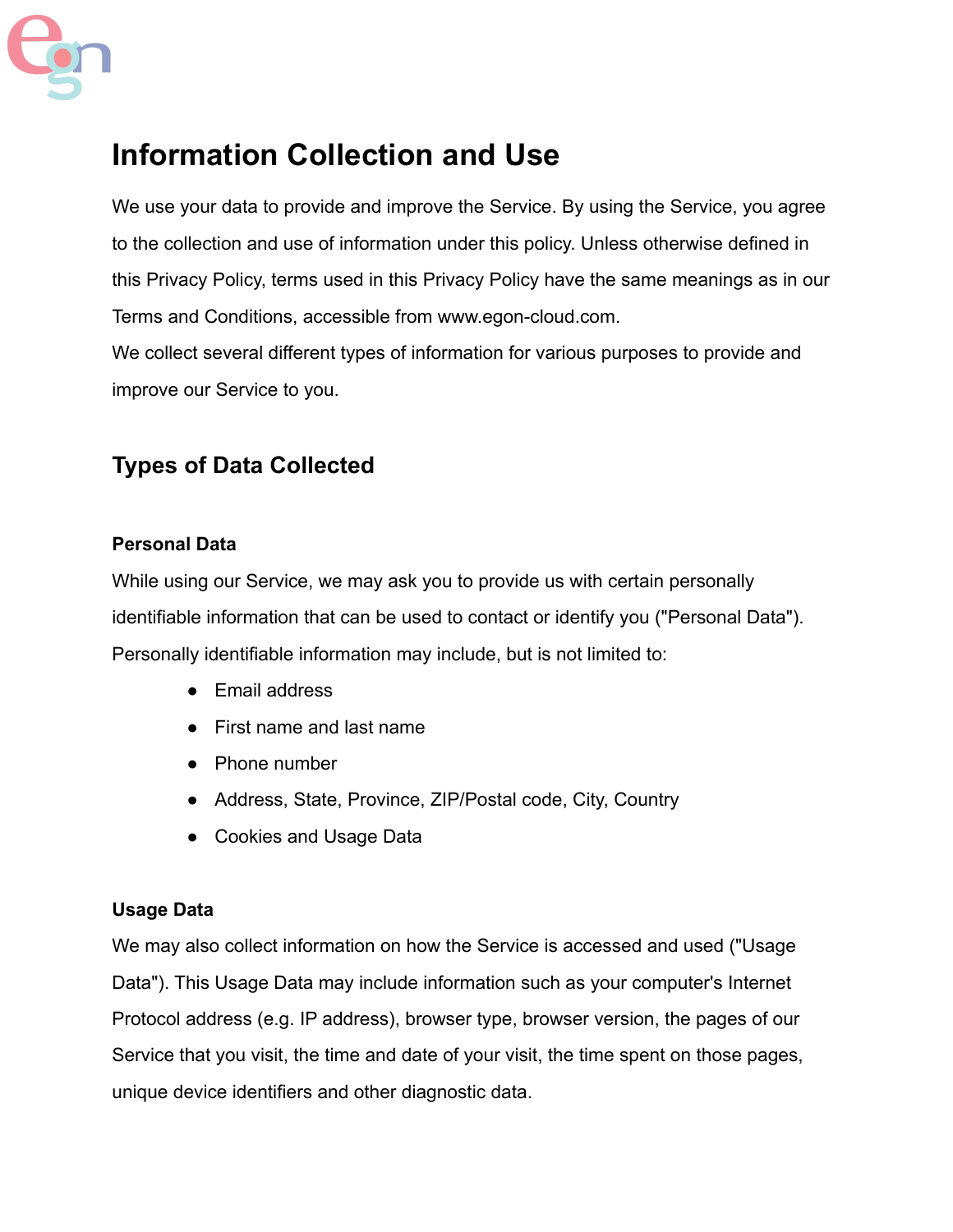# Information Collection and Use

We use your data to provide and improve the Service. By using the Service, you agree to the collection and use of information under this policy. Unless otherwise defined in this Privacy Policy, terms used in this Privacy Policy have the same meanings as in our Terms and Conditions, accessible from www.egon-cloud.com.

We collect several different types of information for various purposes to provide and improve our Service to you.

## Types of Data Collected

### Personal Data

While using our Service, we may ask you to provide us with certain personally identifiable information that can be used to contact or identify you ("Personal Data"). Personally identifiable information may include, but is not limited to:

- Email address
- First name and last name
- Phone number
- Address, State, Province, ZIP/Postal code, City, Country
- Cookies and Usage Data

### Usage Data

We may also collect information on how the Service is accessed and used ("Usage Data"). This Usage Data may include information such as your computer's Internet Protocol address (e.g. IP address), browser type, browser version, the pages of our Service that you visit, the time and date of your visit, the time spent on those pages, unique device identifiers and other diagnostic data.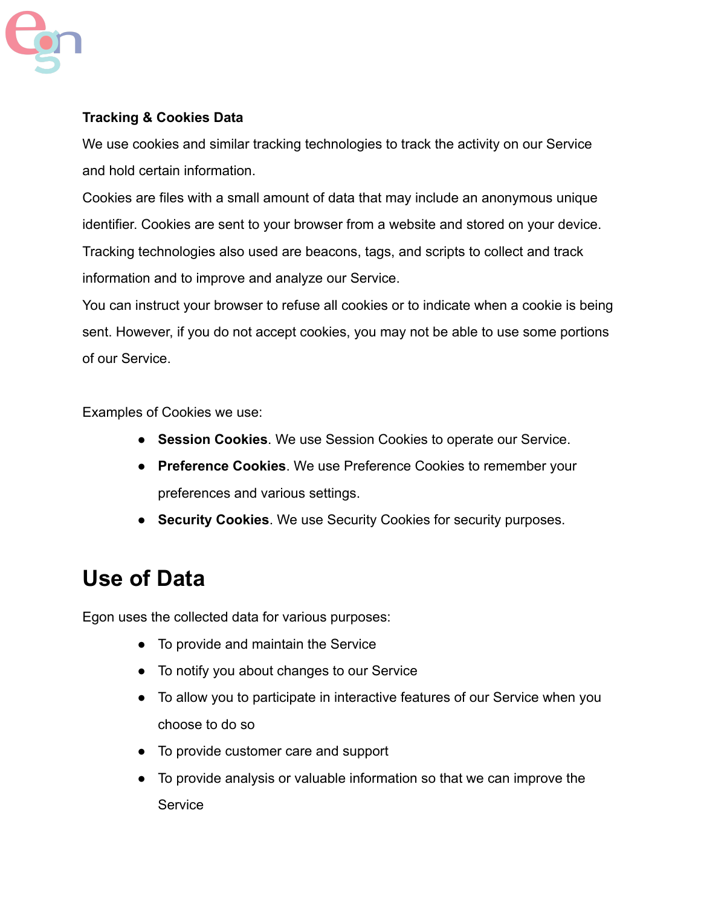**Tracking & Cookies Data**

We use cookies and similar tracking technologies to track the activity on our Service and hold certain information.

Cookies are files with a small amount of data that may include an anonymous unique identifier. Cookies are sent to your browser from a website and stored on your device. Tracking technologies also used are beacons, tags, and scripts to collect and track information and to improve and analyze our Service.

You can instruct your browser to refuse all cookies or to indicate when a cookie is being sent. However, if you do not accept cookies, you may not be able to use some portions of our Service.

Examples of Cookies we use:

- **Session Cookies**. We use Session Cookies to operate our Service.
- **Preference Cookies**. We use Preference Cookies to remember your preferences and various settings.
- **Security Cookies**. We use Security Cookies for security purposes.

## Use of Data

Egon uses the collected data for various purposes:

- To provide and maintain the Service
- To notify you about changes to our Service
- To allow you to participate in interactive features of our Service when you choose to do so
- To provide customer care and support
- To provide analysis or valuable information so that we can improve the Service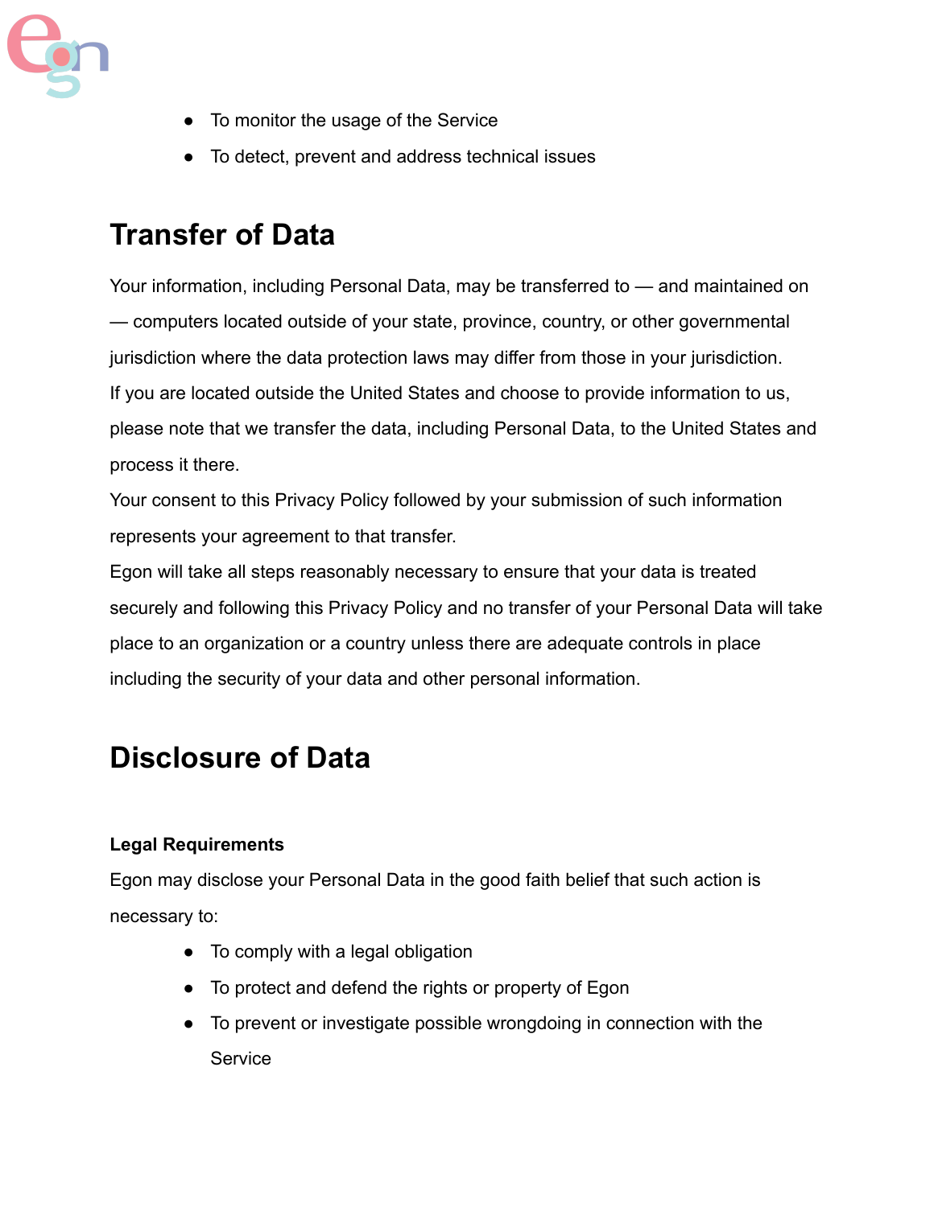- To monitor the usage of the Service
- To detect, prevent and address technical issues

# Transfer of Data

Your information, including Personal Data, may be transferred to — and maintained on — computers located outside of your state, province, country, or other governmental jurisdiction where the data protection laws may differ from those in your jurisdiction.
If you are located outside the United States and choose to provide information to us, please note that we transfer the data, including Personal Data, to the United States and process it there.
Your consent to this Privacy Policy followed by your submission of such information represents your agreement to that transfer.
Egon will take all steps reasonably necessary to ensure that your data is treated securely and following this Privacy Policy and no transfer of your Personal Data will take place to an organization or a country unless there are adequate controls in place including the security of your data and other personal information.

# Disclosure of Data

**Legal Requirements**

Egon may disclose your Personal Data in the good faith belief that such action is necessary to:

- To comply with a legal obligation
- To protect and defend the rights or property of Egon
- To prevent or investigate possible wrongdoing in connection with the Service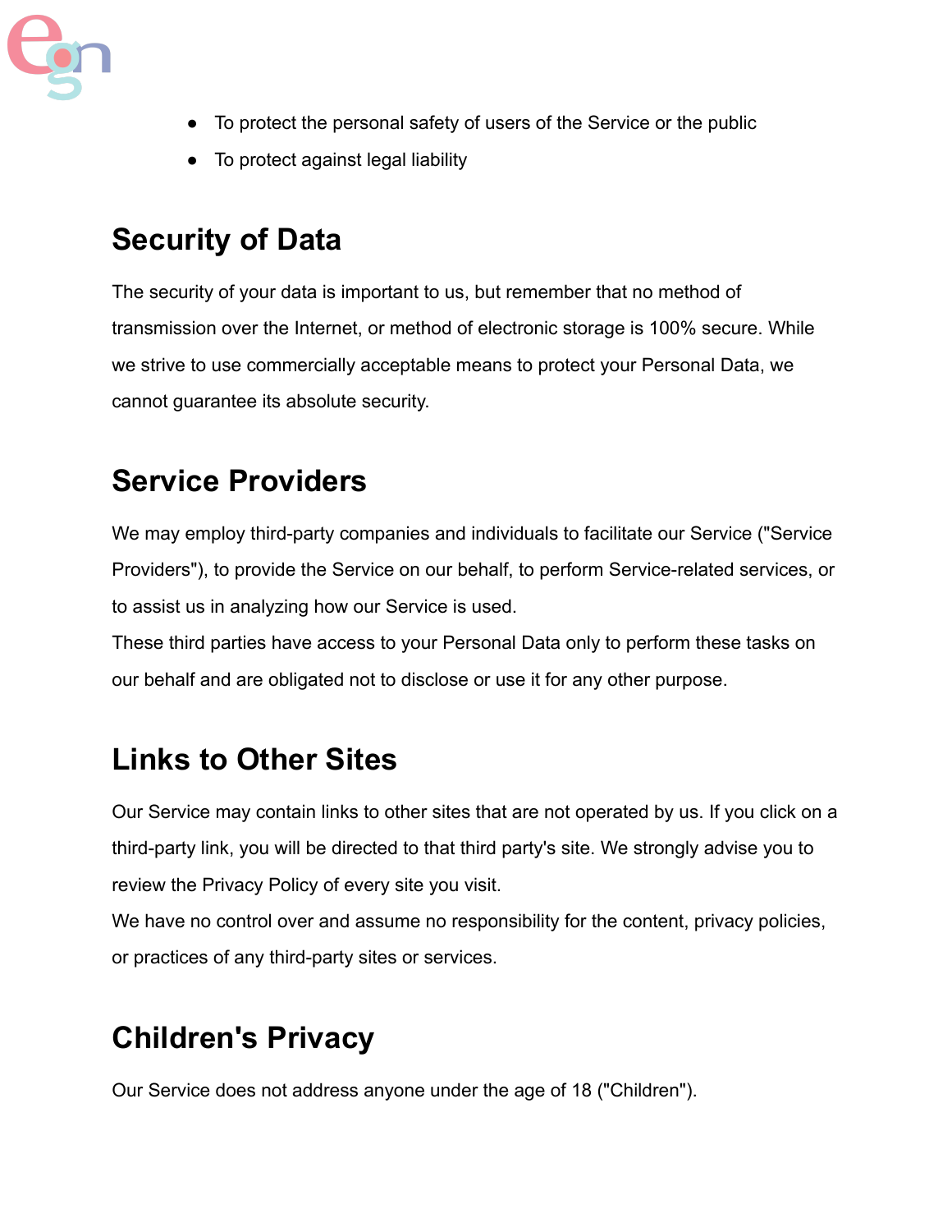- To protect the personal safety of users of the Service or the public
- To protect against legal liability

## Security of Data

The security of your data is important to us, but remember that no method of transmission over the Internet, or method of electronic storage is 100% secure. While we strive to use commercially acceptable means to protect your Personal Data, we cannot guarantee its absolute security.

## Service Providers

We may employ third-party companies and individuals to facilitate our Service ("Service Providers"), to provide the Service on our behalf, to perform Service-related services, or to assist us in analyzing how our Service is used.
These third parties have access to your Personal Data only to perform these tasks on our behalf and are obligated not to disclose or use it for any other purpose.

## Links to Other Sites

Our Service may contain links to other sites that are not operated by us. If you click on a third-party link, you will be directed to that third party's site. We strongly advise you to review the Privacy Policy of every site you visit.
We have no control over and assume no responsibility for the content, privacy policies, or practices of any third-party sites or services.

## Children's Privacy

Our Service does not address anyone under the age of 18 ("Children").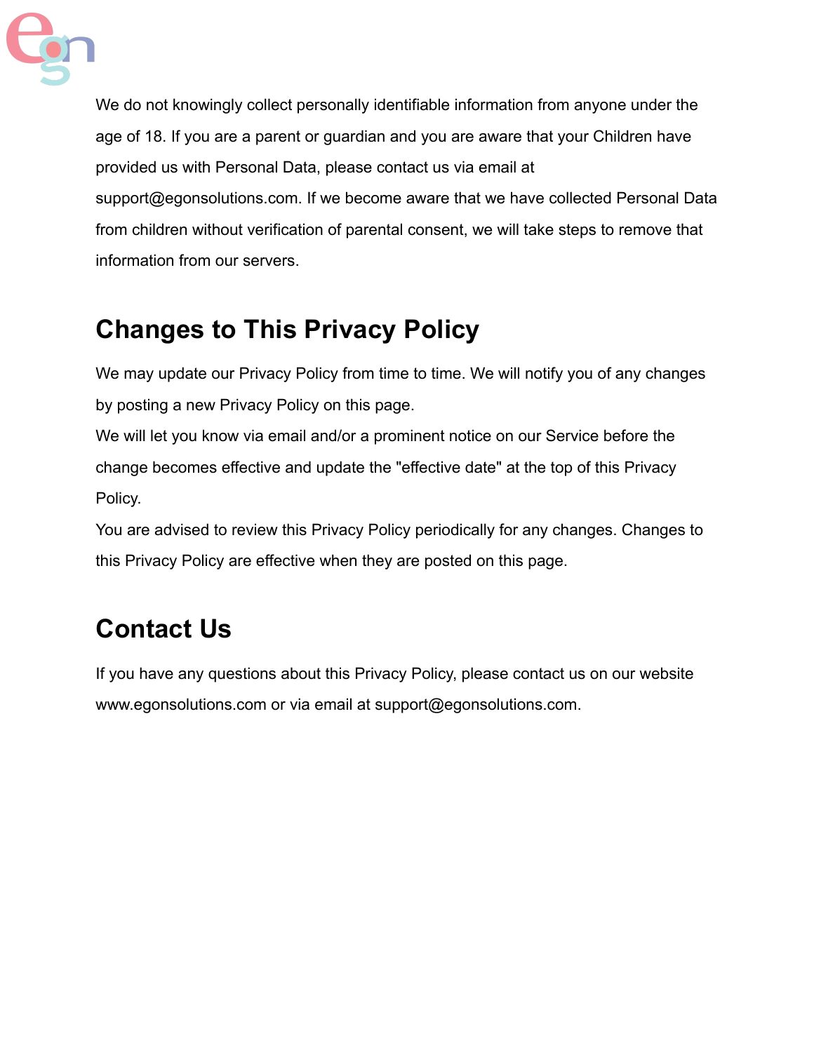We do not knowingly collect personally identifiable information from anyone under the age of 18. If you are a parent or guardian and you are aware that your Children have provided us with Personal Data, please contact us via email at support@egonsolutions.com. If we become aware that we have collected Personal Data from children without verification of parental consent, we will take steps to remove that information from our servers.

## Changes to This Privacy Policy

We may update our Privacy Policy from time to time. We will notify you of any changes by posting a new Privacy Policy on this page.
We will let you know via email and/or a prominent notice on our Service before the change becomes effective and update the "effective date" at the top of this Privacy Policy.
You are advised to review this Privacy Policy periodically for any changes. Changes to this Privacy Policy are effective when they are posted on this page.

## Contact Us

If you have any questions about this Privacy Policy, please contact us on our website www.egonsolutions.com or via email at support@egonsolutions.com.